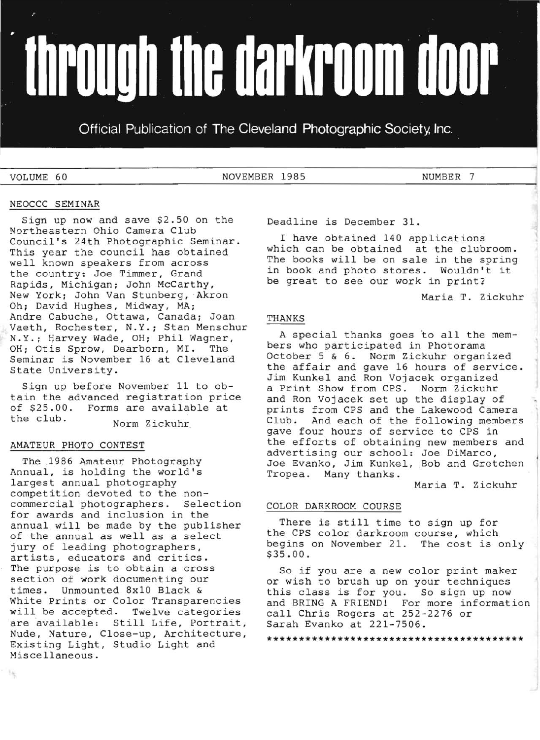# through the darkroom door

Official Publication of The Cleveland Photographic Society, Inc.

VOLUME 60 — NOVEMBER 1985 — NUMBER 7

## NEOCCC SEMINAR

Sign up now and save $2.50 on the Northeastern Ohio Camera Club Council's 24th Photographic Seminar. This year the council has obtained well known speakers from across the country: Joe Timmer, Grand Rapids, Michigan; John McCarthy, New York; John Van Stunberg, Akron Oh; David Hughes, Midway, MA; Andre Cabuche, Ottawa, Canada; Joan Vaeth, Rochester, N.Y.; Stan Menschur N.Y.; Harvey Wade, OH; Phil Wagner, OH; Otis Sprow, Dearborn, MI. The Seminar is November 16 at Cleveland State University.

Sign up before November 11 to obtain the advanced registration price of $25.00. Forms are available at the club.

Norm Zickuhr

## AMATEUR PHOTO CONTEST

The 1986 Amateur Photography Annual, is holding the world's largest annual photography competition devoted to the non-commercial photographers. Selection for awards and inclusion in the annual will be made by the publisher of the annual as well as a select jury of leading photographers, artists, educators and critics. The purpose is to obtain a cross section of work documenting our times. Unmounted 8x10 Black & White Prints or Color Transparencies will be accepted. Twelve categories are available: Still Life, Portrait, Nude, Nature, Close-up, Architecture, Existing Light, Studio Light and Miscellaneous.

Deadline is December 31.

I have obtained 140 applications which can be obtained at the clubroom. The books will be on sale in the spring in book and photo stores. Wouldn't it be great to see our work in print?

Maria T. Zickuhr

## THANKS

A special thanks goes to all the members who participated in Photorama October 5 & 6. Norm Zickuhr organized the affair and gave 16 hours of service. Jim Kunkel and Ron Vojacek organized a Print Show from CPS. Norm Zickuhr and Ron Vojacek set up the display of prints from CPS and the Lakewood Camera Club. And each of the following members gave four hours of service to CPS in the efforts of obtaining new members and advertising our school: Joe DiMarco, Joe Evanko, Jim Kunkel, Bob and Gretchen Tropea. Many thanks.

Maria T. Zickuhr

## COLOR DARKROOM COURSE

There is still time to sign up for the CPS color darkroom course, which begins on November 21. The cost is only $35.00.

So if you are a new color print maker or wish to brush up on your techniques this class is for you. So sign up now and BRING A FRIEND! For more information call Chris Rogers at 252-2276 or Sarah Evanko at 221-7506.

****************************************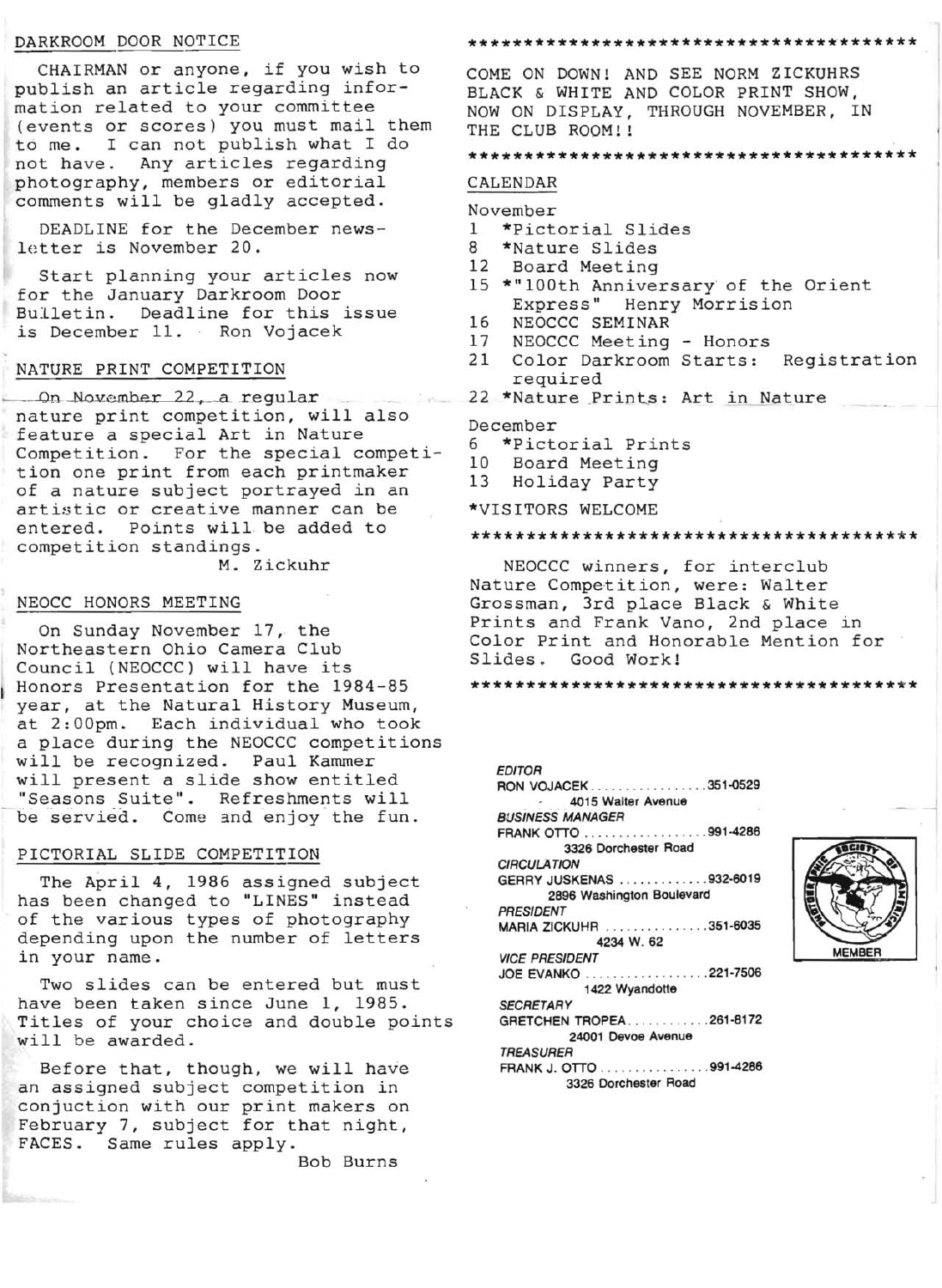## DARKROOM DOOR NOTICE

CHAIRMAN or anyone, if you wish to publish an article regarding information related to your committee (events or scores) you must mail them to me. I can not publish what I do not have. Any articles regarding photography, members or editorial comments will be gladly accepted.

DEADLINE for the December newsletter is November 20.

Start planning your articles now for the January Darkroom Door Bulletin. Deadline for this issue is December 11. Ron Vojacek

## NATURE PRINT COMPETITION

On November 22, a regular nature print competition, will also feature a special Art in Nature Competition. For the special competition one print from each printmaker of a nature subject portrayed in an artistic or creative manner can be entered. Points will be added to competition standings.

M. Zickuhr

## NEOCC HONORS MEETING

On Sunday November 17, the Northeastern Ohio Camera Club Council (NEOCCC) will have its Honors Presentation for the 1984-85 year, at the Natural History Museum, at 2:00pm. Each individual who took a place during the NEOCCC competitions will be recognized. Paul Kammer will present a slide show entitled "Seasons Suite". Refreshments will be servied. Come and enjoy the fun.

## PICTORIAL SLIDE COMPETITION

The April 4, 1986 assigned subject has been changed to "LINES" instead of the various types of photography depending upon the number of letters in your name.

Two slides can be entered but must have been taken since June 1, 1985. Titles of your choice and double points will be awarded.

Before that, though, we will have an assigned subject competition in conjuction with our print makers on February 7, subject for that night, FACES. Same rules apply.

Bob Burns

---

COME ON DOWN! AND SEE NORM ZICKUHRS BLACK & WHITE AND COLOR PRINT SHOW, NOW ON DISPLAY, THROUGH NOVEMBER, IN THE CLUB ROOM!!

---

## CALENDAR

November
- 1 *Pictorial Slides
- 8 *Nature Slides
- 12 Board Meeting
- 15 *"100th Anniversary of the Orient Express" Henry Morrision
- 16 NEOCCC SEMINAR
- 17 NEOCCC Meeting - Honors
- 21 Color Darkroom Starts: Registration required
- 22 *Nature Prints: Art in Nature

December
- 6 *Pictorial Prints
- 10 Board Meeting
- 13 Holiday Party

*VISITORS WELCOME

---

NEOCCC winners, for interclub Nature Competition, were: Walter Grossman, 3rd place Black & White Prints and Frank Vano, 2nd place in Color Print and Honorable Mention for Slides. Good Work!

---

*EDITOR*
RON VOJACEK ................. 351-0529
4015 Walter Avenue

*BUSINESS MANAGER*
FRANK OTTO .................. 991-4286
3326 Dorchester Road

*CIRCULATION*
GERRY JUSKENAS ............. 932-6019
2896 Washington Boulevard

*PRESIDENT*
MARIA ZICKUHR ............... 351-6035
4234 W. 62

*VICE PRESIDENT*
JOE EVANKO .................. 221-7506
1422 Wyandotte

*SECRETARY*
GRETCHEN TROPEA ............ 261-8172
24001 Devoe Avenue

*TREASURER*
FRANK J. OTTO ............... 991-4286
3326 Dorchester Road

PHOTOGRAPHIC SOCIETY OF AMERICA MEMBER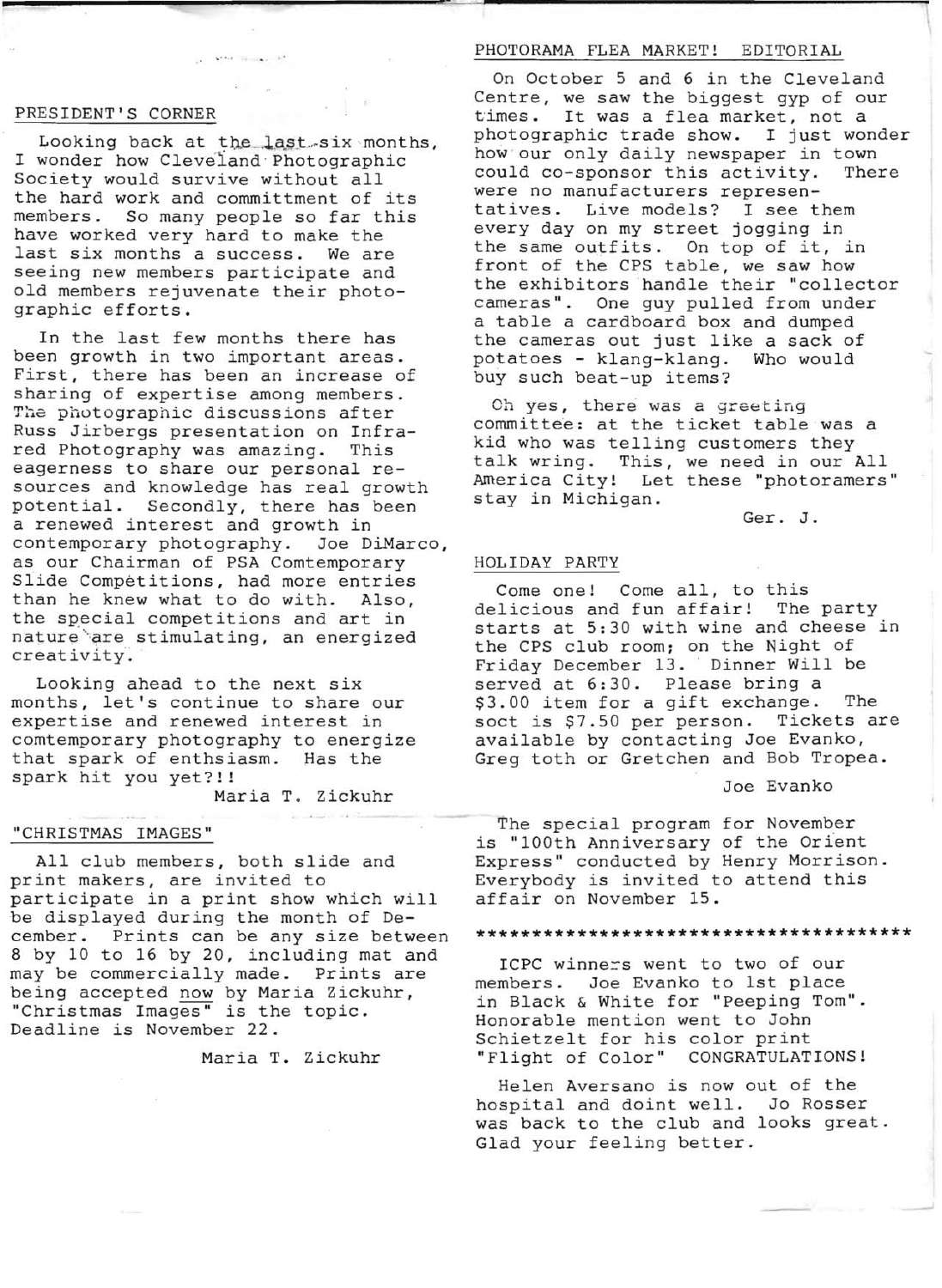## PRESIDENT'S CORNER

Looking back at the last six months, I wonder how Cleveland Photographic Society would survive without all the hard work and committment of its members. So many people so far this have worked very hard to make the last six months a success. We are seeing new members participate and old members rejuvenate their photographic efforts.

In the last few months there has been growth in two important areas. First, there has been an increase of sharing of expertise among members. The photographic discussions after Russ Jirbergs presentation on Infrared Photography was amazing. This eagerness to share our personal resources and knowledge has real growth potential. Secondly, there has been a renewed interest and growth in contemporary photography. Joe DiMarco, as our Chairman of PSA Comtemporary Slide Competitions, had more entries than he knew what to do with. Also, the special competitions and art in nature are stimulating, an energized creativity.

Looking ahead to the next six months, let's continue to share our expertise and renewed interest in comtemporary photography to energize that spark of enthsiasm. Has the spark hit you yet?!!

Maria T. Zickuhr

## "CHRISTMAS IMAGES"

All club members, both slide and print makers, are invited to participate in a print show which will be displayed during the month of December. Prints can be any size between 8 by 10 to 16 by 20, including mat and may be commercially made. Prints are being accepted now by Maria Zickuhr, "Christmas Images" is the topic. Deadline is November 22.

Maria T. Zickuhr

## PHOTORAMA FLEA MARKET! EDITORIAL

On October 5 and 6 in the Cleveland Centre, we saw the biggest gyp of our times. It was a flea market, not a photographic trade show. I just wonder how our only daily newspaper in town could co-sponsor this activity. There were no manufacturers representatives. Live models? I see them every day on my street jogging in the same outfits. On top of it, in front of the CPS table, we saw how the exhibitors handle their "collector cameras". One guy pulled from under a table a cardboard box and dumped the cameras out just like a sack of potatoes - klang-klang. Who would buy such beat-up items?

Oh yes, there was a greeting committee: at the ticket table was a kid who was telling customers they talk wring. This, we need in our All America City! Let these "photoramers" stay in Michigan.

Ger. J.

## HOLIDAY PARTY

Come one! Come all, to this delicious and fun affair! The party starts at 5:30 with wine and cheese in the CPS club room; on the Night of Friday December 13. Dinner Will be served at 6:30. Please bring a $3.00 item for a gift exchange. The soct is $7.50 per person. Tickets are available by contacting Joe Evanko, Greg toth or Gretchen and Bob Tropea.

Joe Evanko

The special program for November is "100th Anniversary of the Orient Express" conducted by Henry Morrison. Everybody is invited to attend this affair on November 15.

**************************************

ICPC winners went to two of our members. Joe Evanko to 1st place in Black & White for "Peeping Tom". Honorable mention went to John Schietzelt for his color print "Flight of Color" CONGRATULATIONS!

Helen Aversano is now out of the hospital and doint well. Jo Rosser was back to the club and looks great. Glad your feeling better.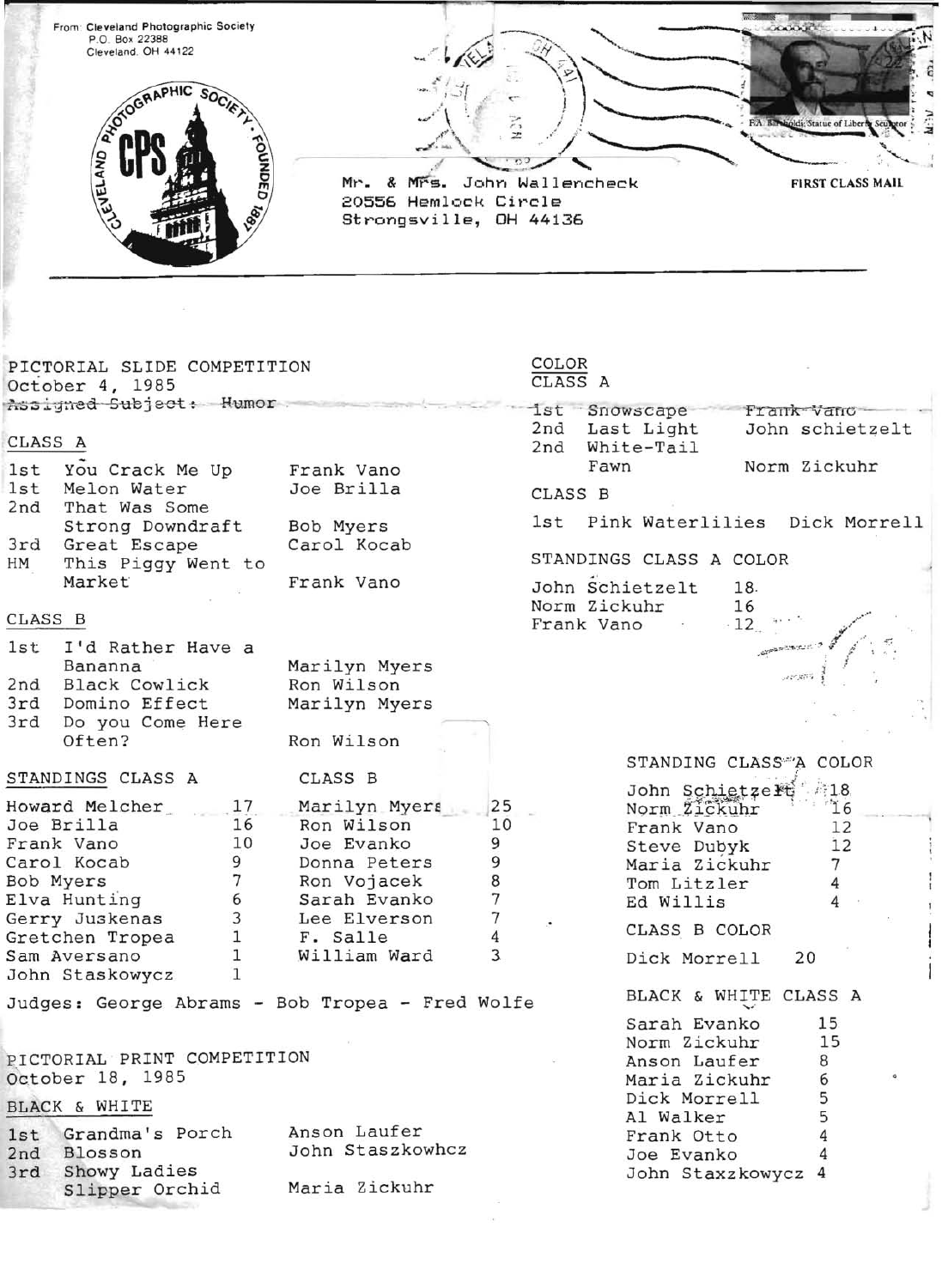From: Cleveland Photographic Society
P.O. Box 22388
Cleveland, OH 44122

CLEVELAND PHOTOGRAPHIC SOCIETY · FOUNDED 1887

CPS

F.A. Bartholdi: Statue of Liberty Sculptor

FIRST CLASS MAIL

Mr. & Mrs. John Wallencheck
20556 Hemlock Circle
Strongsville, OH 44136

PICTORIAL SLIDE COMPETITION
October 4, 1985
~~Assigned Subject: Humor~~

CLASS A

| | | |
|---|---|---|
| 1st | You Crack Me Up | Frank Vano |
| 1st | Melon Water | Joe Brilla |
| 2nd | That Was Some Strong Downdraft | Bob Myers |
| 3rd | Great Escape | Carol Kocab |
| HM | This Piggy Went to Market | Frank Vano |

CLASS B

| | | |
|---|---|---|
| 1st | I'd Rather Have a Bananna | Marilyn Myers |
| 2nd | Black Cowlick | Ron Wilson |
| 3rd | Domino Effect | Marilyn Myers |
| 3rd | Do you Come Here Often? | Ron Wilson |

| STANDINGS CLASS A | | CLASS B | |
|---|---|---|---|
| Howard Melcher | 17 | Marilyn Myers | 25 |
| Joe Brilla | 16 | Ron Wilson | 10 |
| Frank Vano | 10 | Joe Evanko | 9 |
| Carol Kocab | 9 | Donna Peters | 9 |
| Bob Myers | 7 | Ron Vojacek | 8 |
| Elva Hunting | 6 | Sarah Evanko | 7 |
| Gerry Juskenas | 3 | Lee Elverson | 7 |
| Gretchen Tropea | 1 | F. Salle | 4 |
| Sam Aversano | 1 | William Ward | 3 |
| John Staskowycz | 1 | | |

Judges: George Abrams - Bob Tropea - Fred Wolfe

PICTORIAL PRINT COMPETITION
October 18, 1985

BLACK & WHITE

| | | |
|---|---|---|
| 1st | Grandma's Porch | Anson Laufer |
| 2nd | Blosson | John Staszkowhcz |
| 3rd | Showy Ladies Slipper Orchid | Maria Zickuhr |

COLOR
CLASS A

| | | |
|---|---|---|
| ~~1st~~ | ~~Snowscape~~ | ~~Frank Vano~~ |
| 2nd | Last Light | John schietzelt |
| 2nd | White-Tail Fawn | Norm Zickuhr |

CLASS B

| | | |
|---|---|---|
| 1st | Pink Waterlilies | Dick Morrell |

STANDINGS CLASS A COLOR

| | |
|---|---|
| John Schietzelt | 18 |
| Norm Zickuhr | 16 |
| Frank Vano | 12 |

STANDING CLASS A COLOR

| | |
|---|---|
| John Schietzelt | 18 |
| Norm Zickuhr | 16 |
| Frank Vano | 12 |
| Steve Dubyk | 12 |
| Maria Zickuhr | 7 |
| Tom Litzler | 4 |
| Ed Willis | 4 |

CLASS B COLOR

| | |
|---|---|
| Dick Morrell | 20 |

BLACK & WHITE CLASS A

| | |
|---|---|
| Sarah Evanko | 15 |
| Norm Zickuhr | 15 |
| Anson Laufer | 8 |
| Maria Zickuhr | 6 |
| Dick Morrell | 5 |
| Al Walker | 5 |
| Frank Otto | 4 |
| Joe Evanko | 4 |
| John Staxzkowycz | 4 |